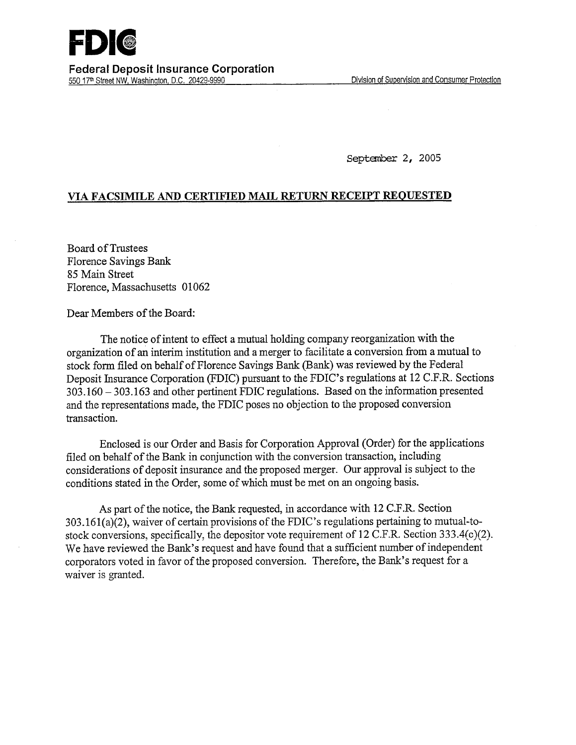**FDIC**

**Federal Deposit Insurance Corporation**
550 17th Street NW, Washington, D.C. 20429-9990 Division of Supervision and Consumer Protection

September 2, 2005

**VIA FACSIMILE AND CERTIFIED MAIL RETURN RECEIPT REQUESTED**

Board of Trustees
Florence Savings Bank
85 Main Street
Florence, Massachusetts 01062

Dear Members of the Board:

The notice of intent to effect a mutual holding company reorganization with the organization of an interim institution and a merger to facilitate a conversion from a mutual to stock form filed on behalf of Florence Savings Bank (Bank) was reviewed by the Federal Deposit Insurance Corporation (FDIC) pursuant to the FDIC's regulations at 12 C.F.R. Sections 303.160 – 303.163 and other pertinent FDIC regulations. Based on the information presented and the representations made, the FDIC poses no objection to the proposed conversion transaction.

Enclosed is our Order and Basis for Corporation Approval (Order) for the applications filed on behalf of the Bank in conjunction with the conversion transaction, including considerations of deposit insurance and the proposed merger. Our approval is subject to the conditions stated in the Order, some of which must be met on an ongoing basis.

As part of the notice, the Bank requested, in accordance with 12 C.F.R. Section 303.161(a)(2), waiver of certain provisions of the FDIC's regulations pertaining to mutual-to-stock conversions, specifically, the depositor vote requirement of 12 C.F.R. Section 333.4(c)(2). We have reviewed the Bank's request and have found that a sufficient number of independent corporators voted in favor of the proposed conversion. Therefore, the Bank's request for a waiver is granted.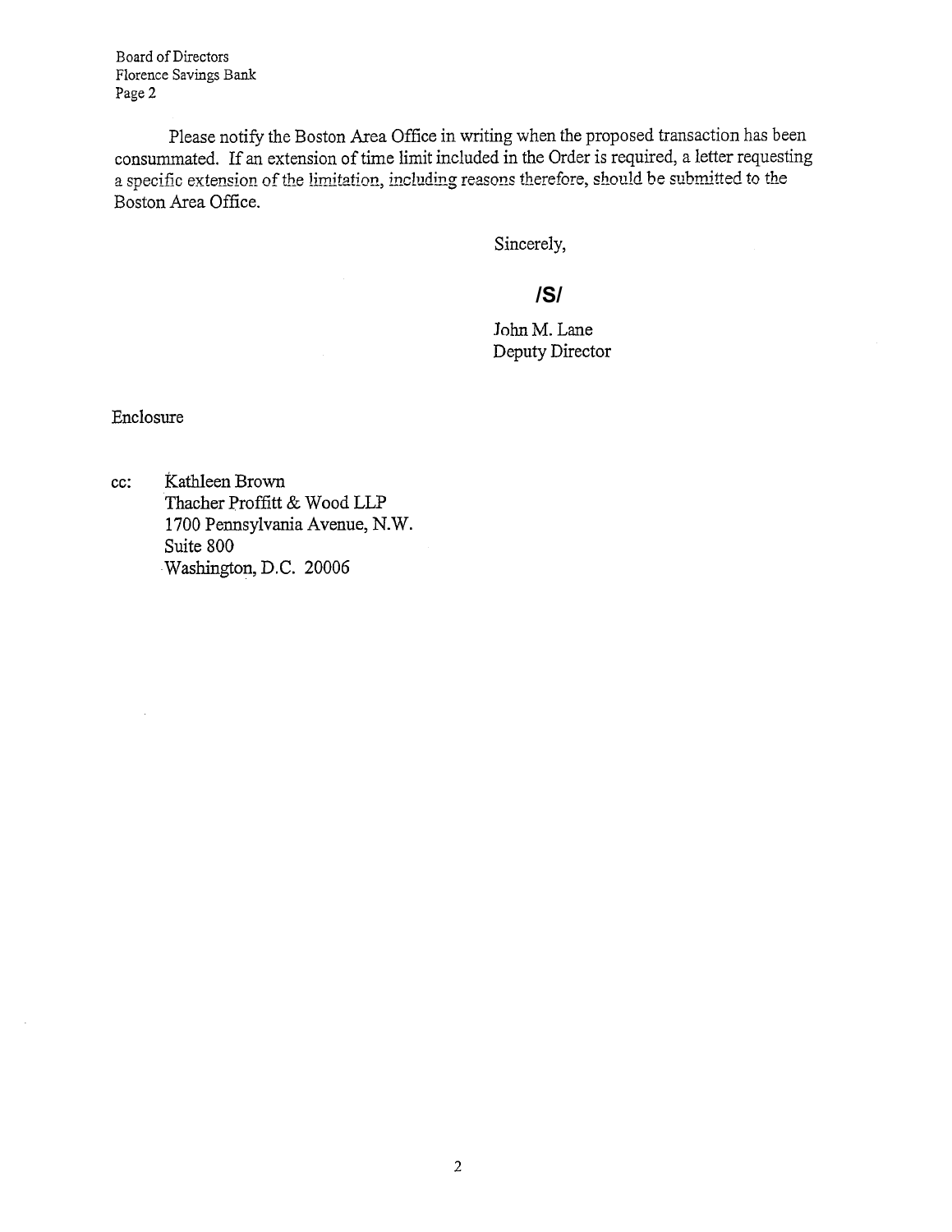Board of Directors
Florence Savings Bank

Please notify the Boston Area Office in writing when the proposed transaction has been consummated. If an extension of time limit included in the Order is required, a letter requesting a specific extension of the limitation, including reasons therefore, should be submitted to the Boston Area Office.

Sincerely,

**/S/**

John M. Lane
Deputy Director

Enclosure

cc: Kathleen Brown
Thacher Proffitt & Wood LLP
1700 Pennsylvania Avenue, N.W.
Suite 800
Washington, D.C. 20006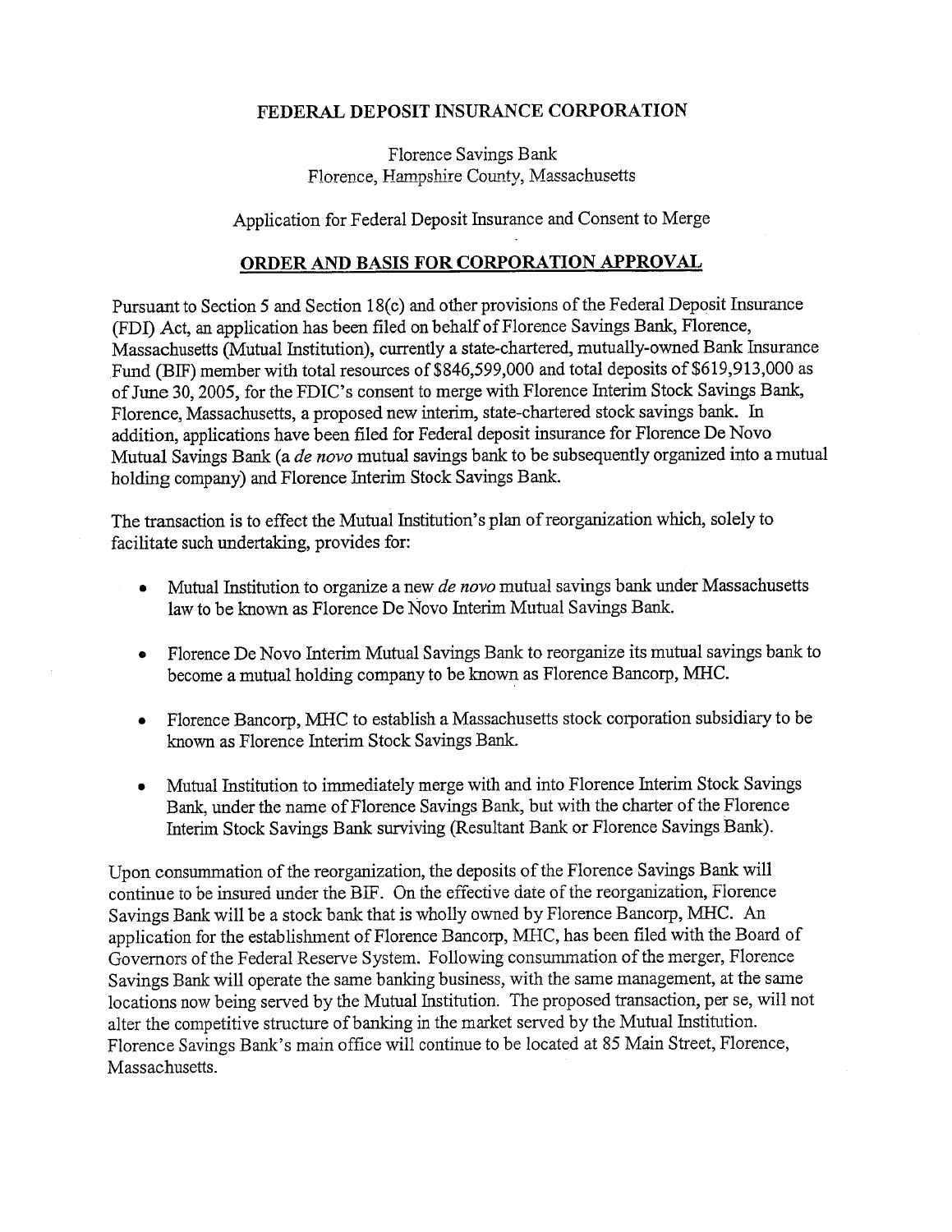**FEDERAL DEPOSIT INSURANCE CORPORATION**

Florence Savings Bank
Florence, Hampshire County, Massachusetts

Application for Federal Deposit Insurance and Consent to Merge

**ORDER AND BASIS FOR CORPORATION APPROVAL**

Pursuant to Section 5 and Section 18(c) and other provisions of the Federal Deposit Insurance (FDI) Act, an application has been filed on behalf of Florence Savings Bank, Florence, Massachusetts (Mutual Institution), currently a state-chartered, mutually-owned Bank Insurance Fund (BIF) member with total resources of $846,599,000 and total deposits of $619,913,000 as of June 30, 2005, for the FDIC's consent to merge with Florence Interim Stock Savings Bank, Florence, Massachusetts, a proposed new interim, state-chartered stock savings bank. In addition, applications have been filed for Federal deposit insurance for Florence De Novo Mutual Savings Bank (a *de novo* mutual savings bank to be subsequently organized into a mutual holding company) and Florence Interim Stock Savings Bank.

The transaction is to effect the Mutual Institution's plan of reorganization which, solely to facilitate such undertaking, provides for:

- Mutual Institution to organize a new *de novo* mutual savings bank under Massachusetts law to be known as Florence De Novo Interim Mutual Savings Bank.
- Florence De Novo Interim Mutual Savings Bank to reorganize its mutual savings bank to become a mutual holding company to be known as Florence Bancorp, MHC.
- Florence Bancorp, MHC to establish a Massachusetts stock corporation subsidiary to be known as Florence Interim Stock Savings Bank.
- Mutual Institution to immediately merge with and into Florence Interim Stock Savings Bank, under the name of Florence Savings Bank, but with the charter of the Florence Interim Stock Savings Bank surviving (Resultant Bank or Florence Savings Bank).

Upon consummation of the reorganization, the deposits of the Florence Savings Bank will continue to be insured under the BIF. On the effective date of the reorganization, Florence Savings Bank will be a stock bank that is wholly owned by Florence Bancorp, MHC. An application for the establishment of Florence Bancorp, MHC, has been filed with the Board of Governors of the Federal Reserve System. Following consummation of the merger, Florence Savings Bank will operate the same banking business, with the same management, at the same locations now being served by the Mutual Institution. The proposed transaction, per se, will not alter the competitive structure of banking in the market served by the Mutual Institution. Florence Savings Bank's main office will continue to be located at 85 Main Street, Florence, Massachusetts.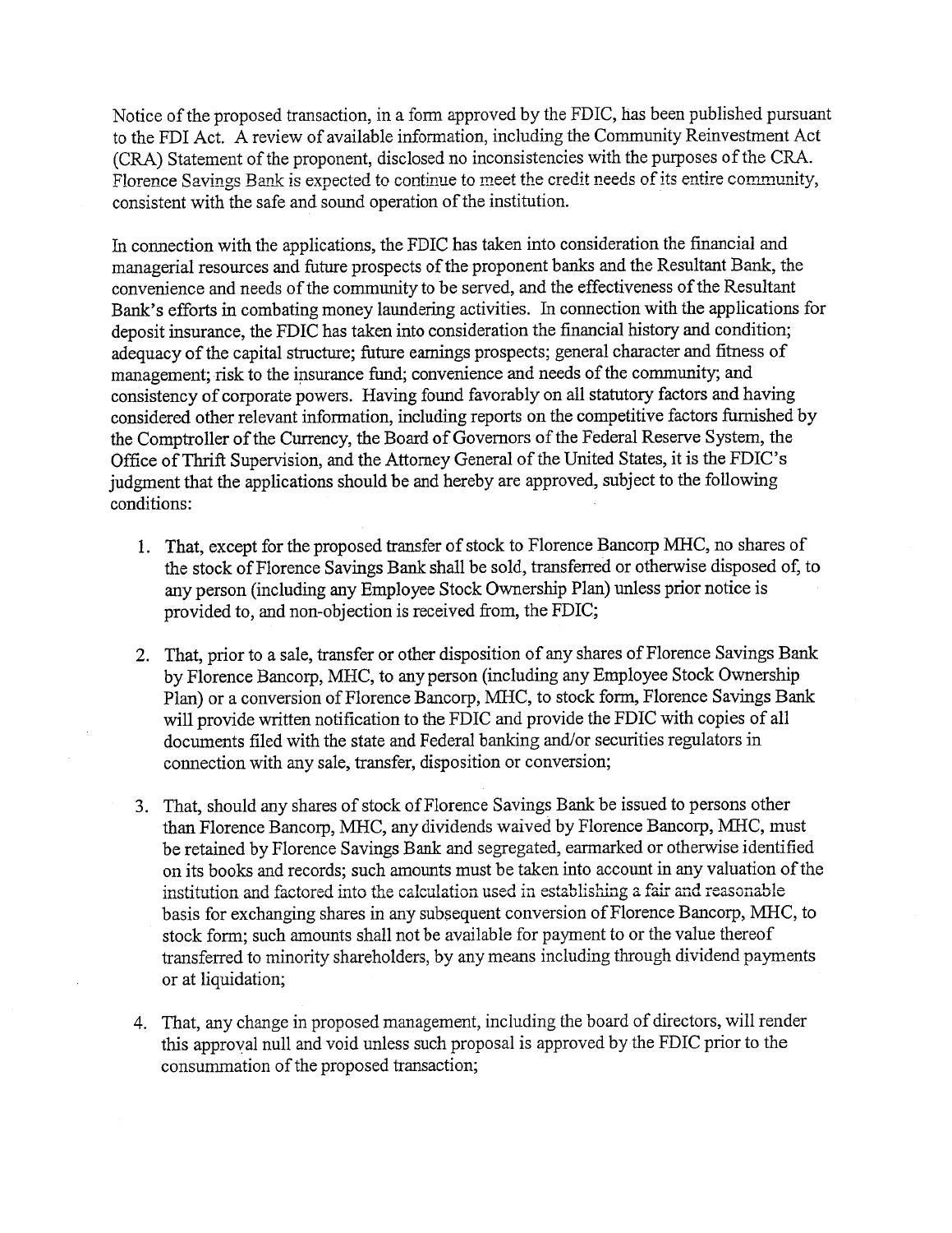Notice of the proposed transaction, in a form approved by the FDIC, has been published pursuant to the FDI Act. A review of available information, including the Community Reinvestment Act (CRA) Statement of the proponent, disclosed no inconsistencies with the purposes of the CRA. Florence Savings Bank is expected to continue to meet the credit needs of its entire community, consistent with the safe and sound operation of the institution.

In connection with the applications, the FDIC has taken into consideration the financial and managerial resources and future prospects of the proponent banks and the Resultant Bank, the convenience and needs of the community to be served, and the effectiveness of the Resultant Bank's efforts in combating money laundering activities. In connection with the applications for deposit insurance, the FDIC has taken into consideration the financial history and condition; adequacy of the capital structure; future earnings prospects; general character and fitness of management; risk to the insurance fund; convenience and needs of the community; and consistency of corporate powers. Having found favorably on all statutory factors and having considered other relevant information, including reports on the competitive factors furnished by the Comptroller of the Currency, the Board of Governors of the Federal Reserve System, the Office of Thrift Supervision, and the Attorney General of the United States, it is the FDIC's judgment that the applications should be and hereby are approved, subject to the following conditions:

1. That, except for the proposed transfer of stock to Florence Bancorp MHC, no shares of the stock of Florence Savings Bank shall be sold, transferred or otherwise disposed of, to any person (including any Employee Stock Ownership Plan) unless prior notice is provided to, and non-objection is received from, the FDIC;

2. That, prior to a sale, transfer or other disposition of any shares of Florence Savings Bank by Florence Bancorp, MHC, to any person (including any Employee Stock Ownership Plan) or a conversion of Florence Bancorp, MHC, to stock form, Florence Savings Bank will provide written notification to the FDIC and provide the FDIC with copies of all documents filed with the state and Federal banking and/or securities regulators in connection with any sale, transfer, disposition or conversion;

3. That, should any shares of stock of Florence Savings Bank be issued to persons other than Florence Bancorp, MHC, any dividends waived by Florence Bancorp, MHC, must be retained by Florence Savings Bank and segregated, earmarked or otherwise identified on its books and records; such amounts must be taken into account in any valuation of the institution and factored into the calculation used in establishing a fair and reasonable basis for exchanging shares in any subsequent conversion of Florence Bancorp, MHC, to stock form; such amounts shall not be available for payment to or the value thereof transferred to minority shareholders, by any means including through dividend payments or at liquidation;

4. That, any change in proposed management, including the board of directors, will render this approval null and void unless such proposal is approved by the FDIC prior to the consummation of the proposed transaction;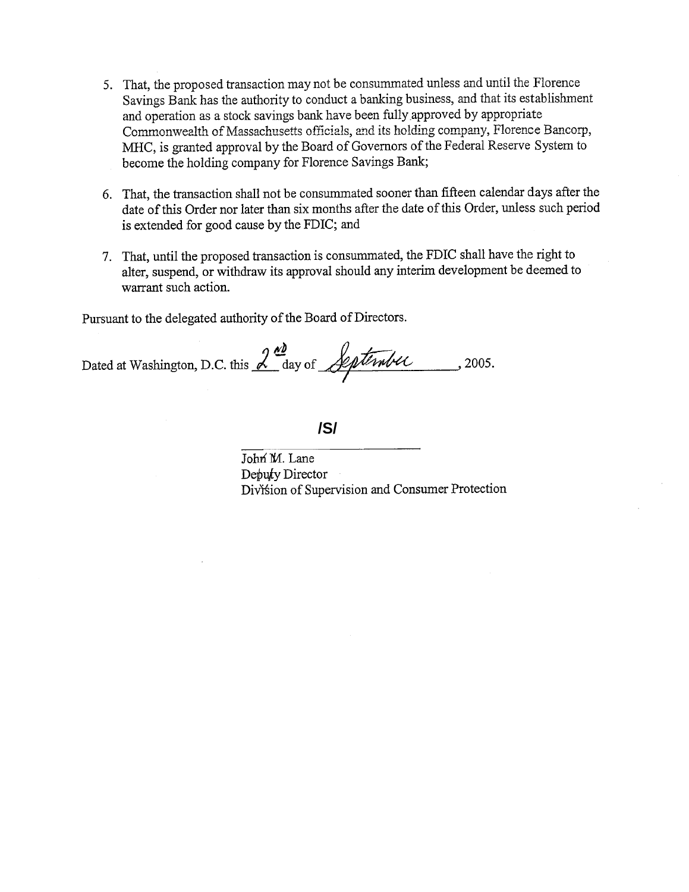5. That, the proposed transaction may not be consummated unless and until the Florence Savings Bank has the authority to conduct a banking business, and that its establishment and operation as a stock savings bank have been fully approved by appropriate Commonwealth of Massachusetts officials, and its holding company, Florence Bancorp, MHC, is granted approval by the Board of Governors of the Federal Reserve System to become the holding company for Florence Savings Bank;

6. That, the transaction shall not be consummated sooner than fifteen calendar days after the date of this Order nor later than six months after the date of this Order, unless such period is extended for good cause by the FDIC; and

7. That, until the proposed transaction is consummated, the FDIC shall have the right to alter, suspend, or withdraw its approval should any interim development be deemed to warrant such action.

Pursuant to the delegated authority of the Board of Directors.

Dated at Washington, D.C. this 2nd day of September, 2005.

**/S/**

John M. Lane
Deputy Director
Division of Supervision and Consumer Protection